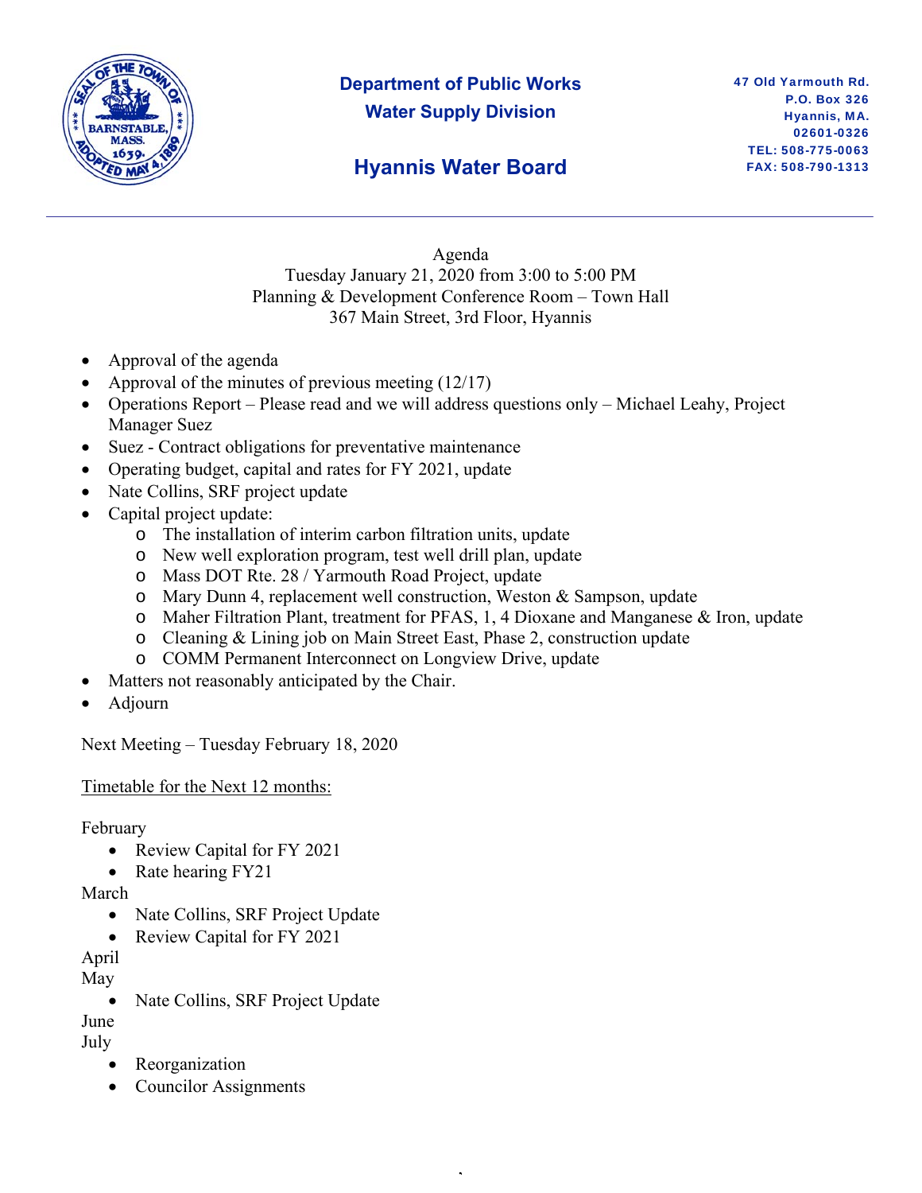# Department of Public Works
## Water Supply Division

## Hyannis Water Board

47 Old Yarmouth Rd.
P.O. Box 326
Hyannis, MA.
02601-0326
TEL: 508-775-0063
FAX: 508-790-1313

---

Agenda
Tuesday January 21, 2020 from 3:00 to 5:00 PM
Planning & Development Conference Room – Town Hall
367 Main Street, 3rd Floor, Hyannis

- Approval of the agenda
- Approval of the minutes of previous meeting (12/17)
- Operations Report – Please read and we will address questions only – Michael Leahy, Project Manager Suez
- Suez - Contract obligations for preventative maintenance
- Operating budget, capital and rates for FY 2021, update
- Nate Collins, SRF project update
- Capital project update:
  - The installation of interim carbon filtration units, update
  - New well exploration program, test well drill plan, update
  - Mass DOT Rte. 28 / Yarmouth Road Project, update
  - Mary Dunn 4, replacement well construction, Weston & Sampson, update
  - Maher Filtration Plant, treatment for PFAS, 1, 4 Dioxane and Manganese & Iron, update
  - Cleaning & Lining job on Main Street East, Phase 2, construction update
  - COMM Permanent Interconnect on Longview Drive, update
- Matters not reasonably anticipated by the Chair.
- Adjourn

Next Meeting – Tuesday February 18, 2020

<u>Timetable for the Next 12 months:</u>

February
- Review Capital for FY 2021
- Rate hearing FY21

March
- Nate Collins, SRF Project Update
- Review Capital for FY 2021

April

May
- Nate Collins, SRF Project Update

June

July
- Reorganization
- Councilor Assignments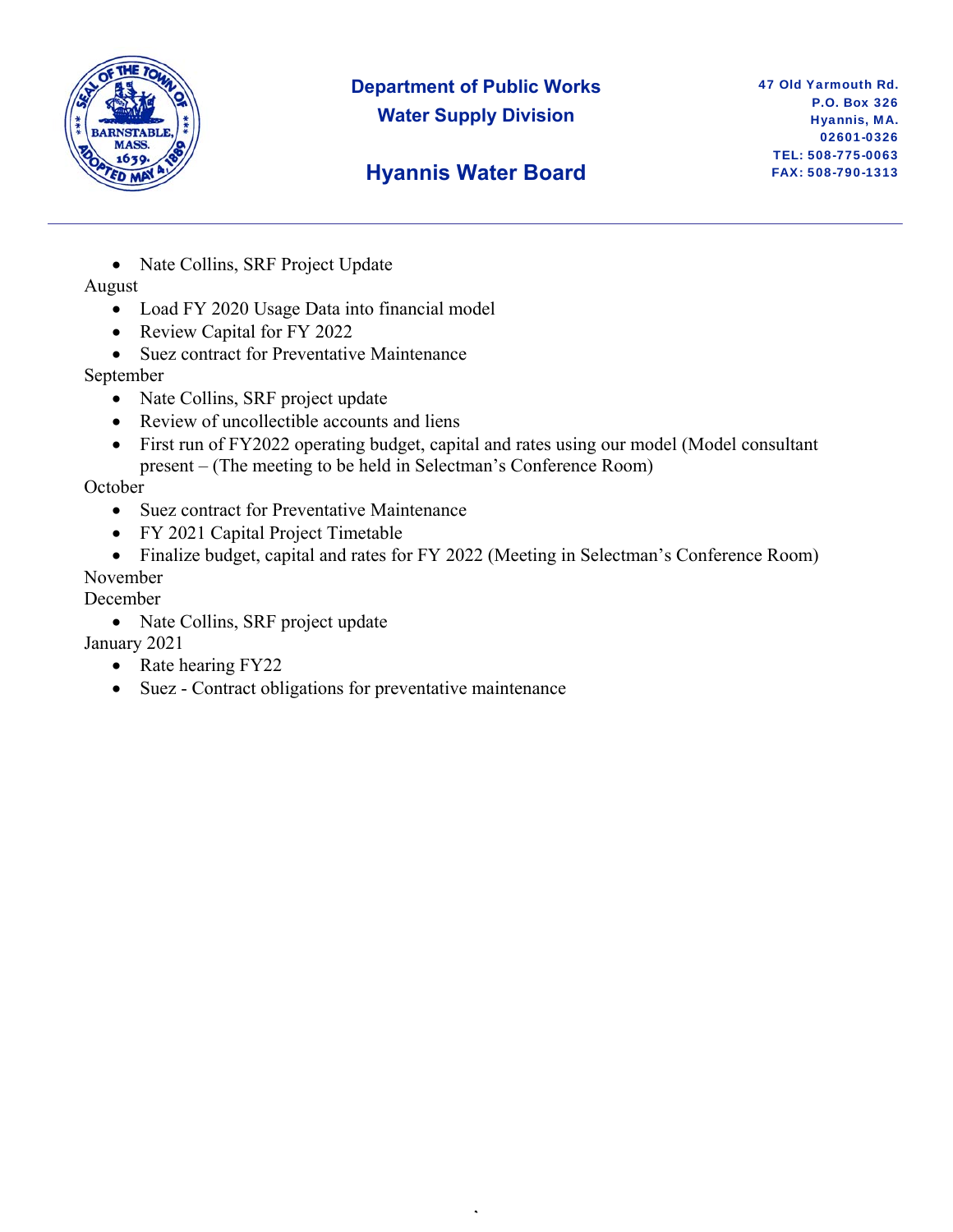# Department of Public Works
## Water Supply Division

## Hyannis Water Board

47 Old Yarmouth Rd.
P.O. Box 326
Hyannis, MA.
02601-0326
TEL: 508-775-0063
FAX: 508-790-1313

- Nate Collins, SRF Project Update

August

- Load FY 2020 Usage Data into financial model
- Review Capital for FY 2022
- Suez contract for Preventative Maintenance

September

- Nate Collins, SRF project update
- Review of uncollectible accounts and liens
- First run of FY2022 operating budget, capital and rates using our model (Model consultant present – (The meeting to be held in Selectman's Conference Room)

October

- Suez contract for Preventative Maintenance
- FY 2021 Capital Project Timetable
- Finalize budget, capital and rates for FY 2022 (Meeting in Selectman's Conference Room)

November

December

- Nate Collins, SRF project update

January 2021

- Rate hearing FY22
- Suez - Contract obligations for preventative maintenance